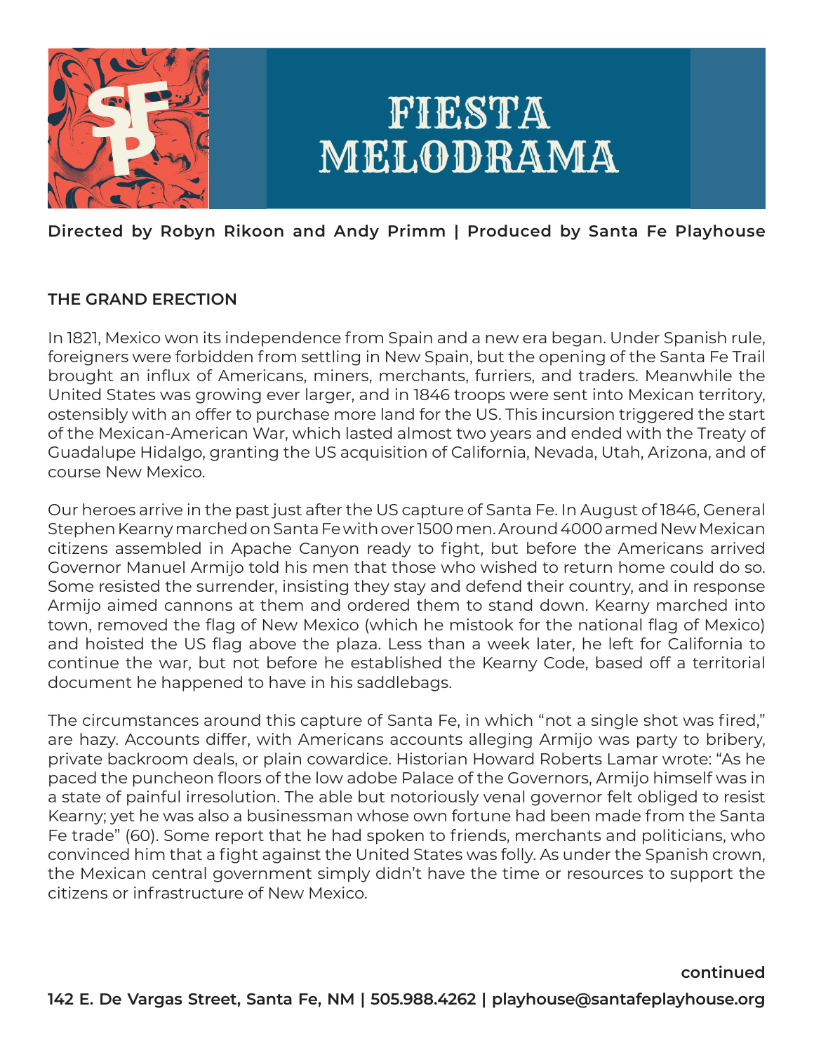# FIESTA MELODRAMA

**Directed by Robyn Rikoon and Andy Primm | Produced by Santa Fe Playhouse**

## THE GRAND ERECTION

In 1821, Mexico won its independence from Spain and a new era began. Under Spanish rule, foreigners were forbidden from settling in New Spain, but the opening of the Santa Fe Trail brought an influx of Americans, miners, merchants, furriers, and traders. Meanwhile the United States was growing ever larger, and in 1846 troops were sent into Mexican territory, ostensibly with an offer to purchase more land for the US. This incursion triggered the start of the Mexican-American War, which lasted almost two years and ended with the Treaty of Guadalupe Hidalgo, granting the US acquisition of California, Nevada, Utah, Arizona, and of course New Mexico.

Our heroes arrive in the past just after the US capture of Santa Fe. In August of 1846, General Stephen Kearny marched on Santa Fe with over 1500 men. Around 4000 armed New Mexican citizens assembled in Apache Canyon ready to fight, but before the Americans arrived Governor Manuel Armijo told his men that those who wished to return home could do so. Some resisted the surrender, insisting they stay and defend their country, and in response Armijo aimed cannons at them and ordered them to stand down. Kearny marched into town, removed the flag of New Mexico (which he mistook for the national flag of Mexico) and hoisted the US flag above the plaza. Less than a week later, he left for California to continue the war, but not before he established the Kearny Code, based off a territorial document he happened to have in his saddlebags.

The circumstances around this capture of Santa Fe, in which "not a single shot was fired," are hazy. Accounts differ, with Americans accounts alleging Armijo was party to bribery, private backroom deals, or plain cowardice. Historian Howard Roberts Lamar wrote: "As he paced the puncheon floors of the low adobe Palace of the Governors, Armijo himself was in a state of painful irresolution. The able but notoriously venal governor felt obliged to resist Kearny; yet he was also a businessman whose own fortune had been made from the Santa Fe trade" (60). Some report that he had spoken to friends, merchants and politicians, who convinced him that a fight against the United States was folly. As under the Spanish crown, the Mexican central government simply didn't have the time or resources to support the citizens or infrastructure of New Mexico.

**continued**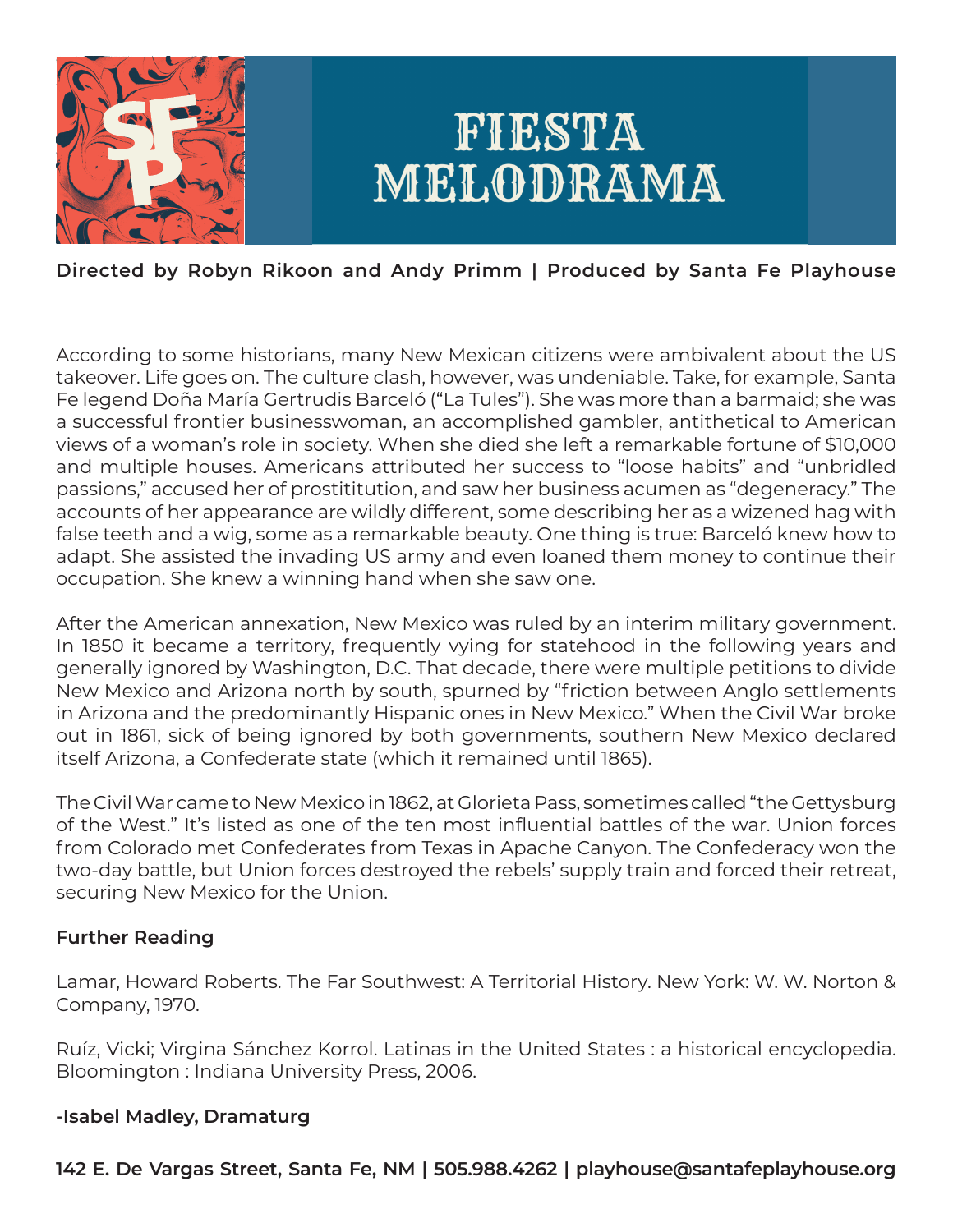# FIESTA MELODRAMA

**Directed by Robyn Rikoon and Andy Primm | Produced by Santa Fe Playhouse**

According to some historians, many New Mexican citizens were ambivalent about the US takeover. Life goes on. The culture clash, however, was undeniable. Take, for example, Santa Fe legend Doña María Gertrudis Barceló ("La Tules"). She was more than a barmaid; she was a successful frontier businesswoman, an accomplished gambler, antithetical to American views of a woman's role in society. When she died she left a remarkable fortune of $10,000 and multiple houses. Americans attributed her success to "loose habits" and "unbridled passions," accused her of prostititution, and saw her business acumen as "degeneracy." The accounts of her appearance are wildly different, some describing her as a wizened hag with false teeth and a wig, some as a remarkable beauty. One thing is true: Barceló knew how to adapt. She assisted the invading US army and even loaned them money to continue their occupation. She knew a winning hand when she saw one.

After the American annexation, New Mexico was ruled by an interim military government. In 1850 it became a territory, frequently vying for statehood in the following years and generally ignored by Washington, D.C. That decade, there were multiple petitions to divide New Mexico and Arizona north by south, spurned by "friction between Anglo settlements in Arizona and the predominantly Hispanic ones in New Mexico." When the Civil War broke out in 1861, sick of being ignored by both governments, southern New Mexico declared itself Arizona, a Confederate state (which it remained until 1865).

The Civil War came to New Mexico in 1862, at Glorieta Pass, sometimes called "the Gettysburg of the West." It's listed as one of the ten most influential battles of the war. Union forces from Colorado met Confederates from Texas in Apache Canyon. The Confederacy won the two-day battle, but Union forces destroyed the rebels' supply train and forced their retreat, securing New Mexico for the Union.

**Further Reading**

Lamar, Howard Roberts. The Far Southwest: A Territorial History. New York: W. W. Norton & Company, 1970.

Ruíz, Vicki; Virgina Sánchez Korrol. Latinas in the United States : a historical encyclopedia. Bloomington : Indiana University Press, 2006.

**-Isabel Madley, Dramaturg**

**142 E. De Vargas Street, Santa Fe, NM | 505.988.4262 | playhouse@santafeplayhouse.org**